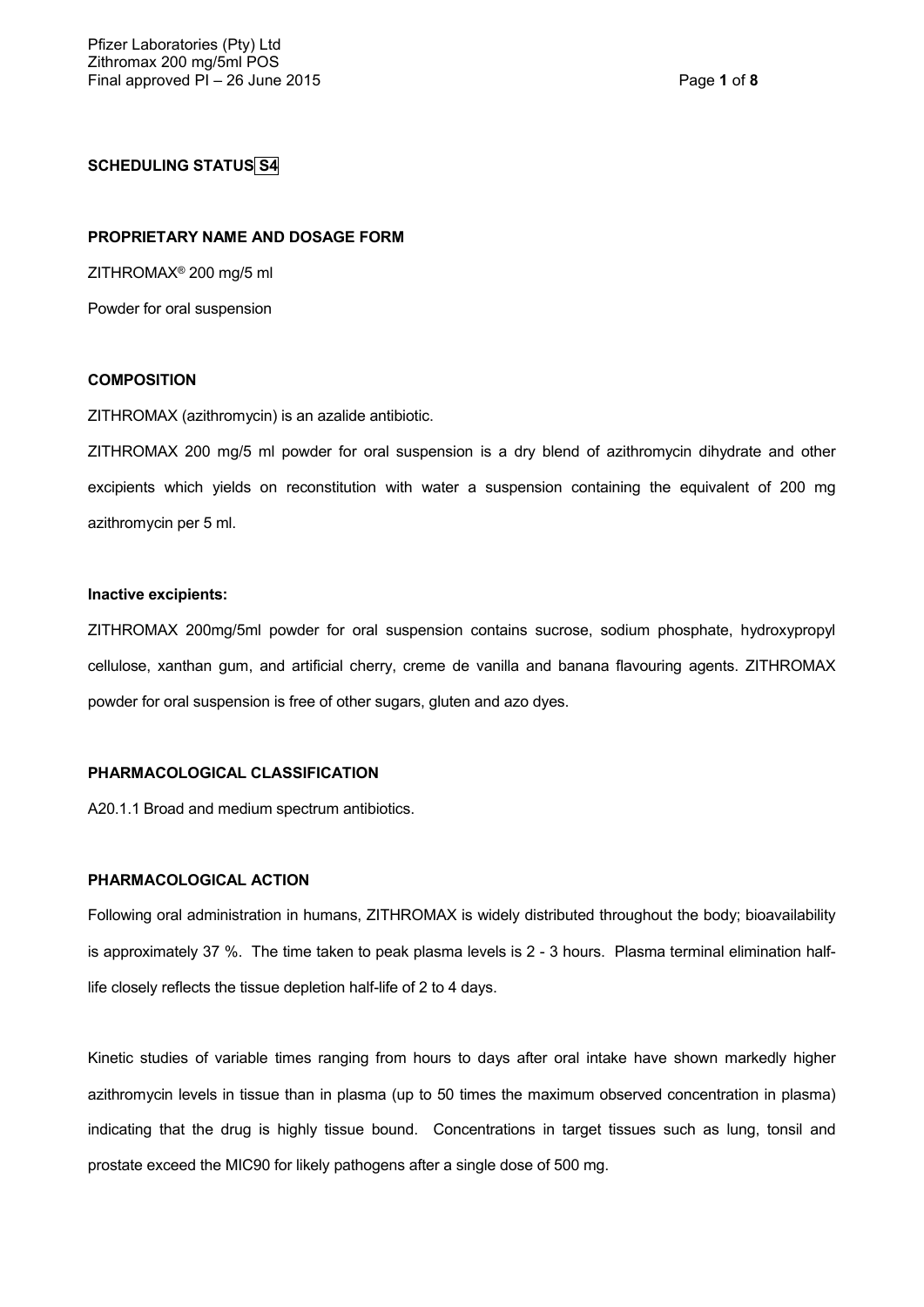**SCHEDULING STATUS** S4

**PROPRIETARY NAME AND DOSAGE FORM**

ZITHROMAX® 200 mg/5 ml

Powder for oral suspension

**COMPOSITION**

ZITHROMAX (azithromycin) is an azalide antibiotic.

ZITHROMAX 200 mg/5 ml powder for oral suspension is a dry blend of azithromycin dihydrate and other excipients which yields on reconstitution with water a suspension containing the equivalent of 200 mg azithromycin per 5 ml.

**Inactive excipients:**

ZITHROMAX 200mg/5ml powder for oral suspension contains sucrose, sodium phosphate, hydroxypropyl cellulose, xanthan gum, and artificial cherry, creme de vanilla and banana flavouring agents. ZITHROMAX powder for oral suspension is free of other sugars, gluten and azo dyes.

**PHARMACOLOGICAL CLASSIFICATION**

A20.1.1 Broad and medium spectrum antibiotics.

**PHARMACOLOGICAL ACTION**

Following oral administration in humans, ZITHROMAX is widely distributed throughout the body; bioavailability is approximately 37 %. The time taken to peak plasma levels is 2 - 3 hours. Plasma terminal elimination half-life closely reflects the tissue depletion half-life of 2 to 4 days.

Kinetic studies of variable times ranging from hours to days after oral intake have shown markedly higher azithromycin levels in tissue than in plasma (up to 50 times the maximum observed concentration in plasma) indicating that the drug is highly tissue bound. Concentrations in target tissues such as lung, tonsil and prostate exceed the MIC90 for likely pathogens after a single dose of 500 mg.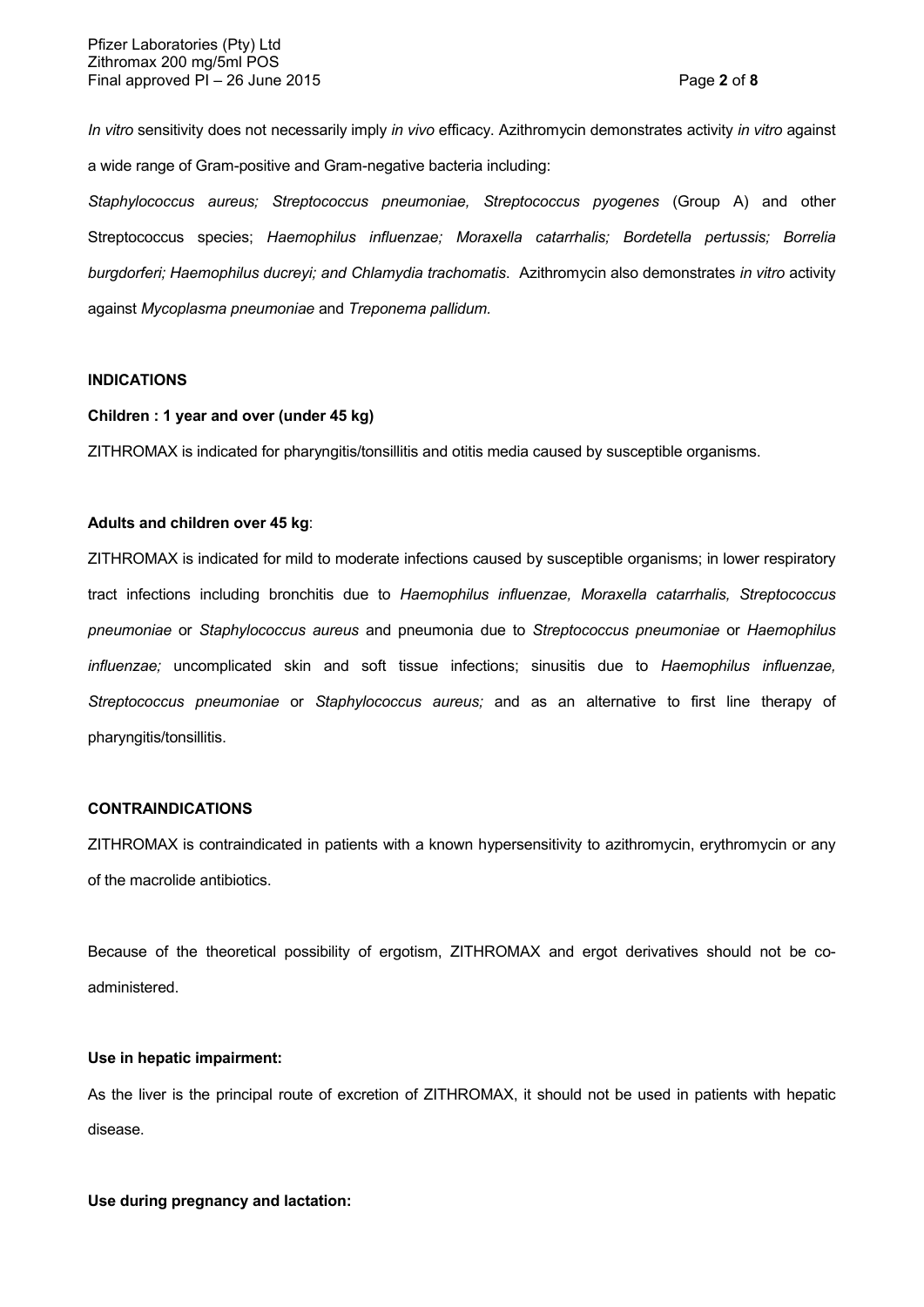*In vitro* sensitivity does not necessarily imply *in vivo* efficacy. Azithromycin demonstrates activity *in vitro* against a wide range of Gram-positive and Gram-negative bacteria including:

*Staphylococcus aureus; Streptococcus pneumoniae, Streptococcus pyogenes* (Group A) and other Streptococcus species; *Haemophilus influenzae; Moraxella catarrhalis; Bordetella pertussis; Borrelia burgdorferi; Haemophilus ducreyi; and Chlamydia trachomatis.* Azithromycin also demonstrates *in vitro* activity against *Mycoplasma pneumoniae* and *Treponema pallidum.*

**INDICATIONS**

**Children : 1 year and over (under 45 kg)**

ZITHROMAX is indicated for pharyngitis/tonsillitis and otitis media caused by susceptible organisms.

**Adults and children over 45 kg**:

ZITHROMAX is indicated for mild to moderate infections caused by susceptible organisms; in lower respiratory tract infections including bronchitis due to *Haemophilus influenzae, Moraxella catarrhalis, Streptococcus pneumoniae* or *Staphylococcus aureus* and pneumonia due to *Streptococcus pneumoniae* or *Haemophilus influenzae;* uncomplicated skin and soft tissue infections; sinusitis due to *Haemophilus influenzae, Streptococcus pneumoniae* or *Staphylococcus aureus;* and as an alternative to first line therapy of pharyngitis/tonsillitis.

**CONTRAINDICATIONS**

ZITHROMAX is contraindicated in patients with a known hypersensitivity to azithromycin, erythromycin or any of the macrolide antibiotics.

Because of the theoretical possibility of ergotism, ZITHROMAX and ergot derivatives should not be co-administered.

**Use in hepatic impairment:**

As the liver is the principal route of excretion of ZITHROMAX, it should not be used in patients with hepatic disease.

**Use during pregnancy and lactation:**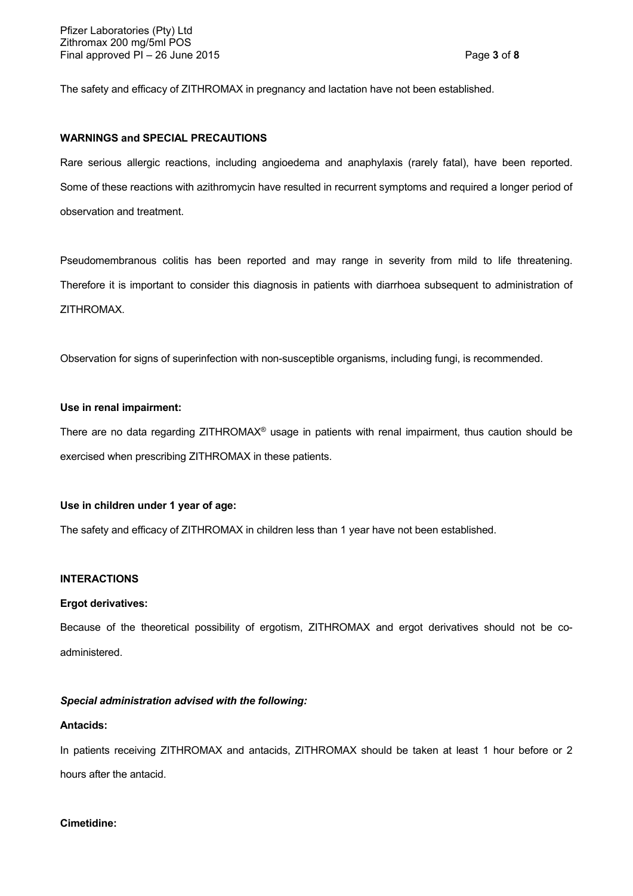The safety and efficacy of ZITHROMAX in pregnancy and lactation have not been established.

**WARNINGS and SPECIAL PRECAUTIONS**

Rare serious allergic reactions, including angioedema and anaphylaxis (rarely fatal), have been reported. Some of these reactions with azithromycin have resulted in recurrent symptoms and required a longer period of observation and treatment.

Pseudomembranous colitis has been reported and may range in severity from mild to life threatening. Therefore it is important to consider this diagnosis in patients with diarrhoea subsequent to administration of ZITHROMAX.

Observation for signs of superinfection with non-susceptible organisms, including fungi, is recommended.

**Use in renal impairment:**

There are no data regarding ZITHROMAX® usage in patients with renal impairment, thus caution should be exercised when prescribing ZITHROMAX in these patients.

**Use in children under 1 year of age:**

The safety and efficacy of ZITHROMAX in children less than 1 year have not been established.

**INTERACTIONS**

**Ergot derivatives:**

Because of the theoretical possibility of ergotism, ZITHROMAX and ergot derivatives should not be co-administered.

***Special administration advised with the following:***

**Antacids:**

In patients receiving ZITHROMAX and antacids, ZITHROMAX should be taken at least 1 hour before or 2 hours after the antacid.

**Cimetidine:**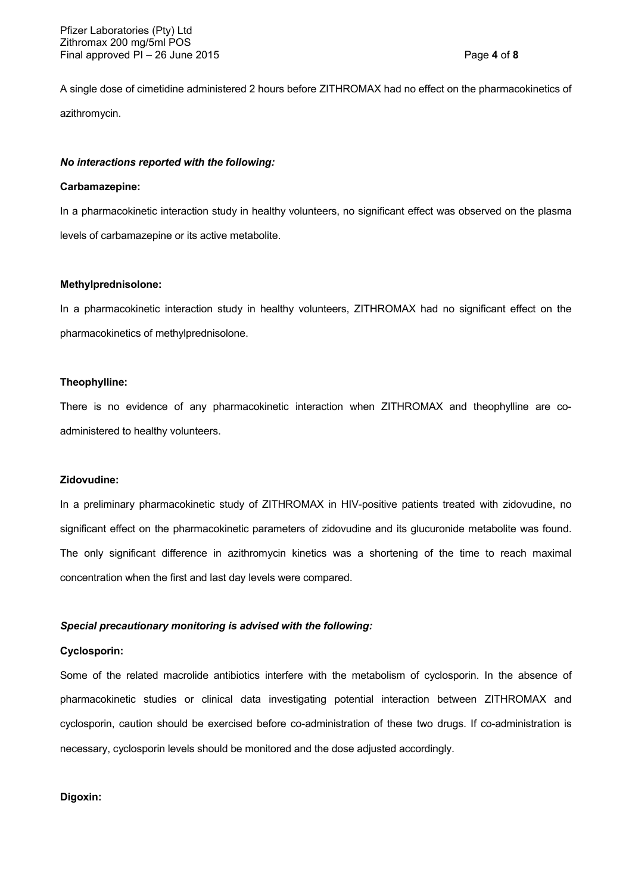A single dose of cimetidine administered 2 hours before ZITHROMAX had no effect on the pharmacokinetics of azithromycin.

***No interactions reported with the following:***

**Carbamazepine:**

In a pharmacokinetic interaction study in healthy volunteers, no significant effect was observed on the plasma levels of carbamazepine or its active metabolite.

**Methylprednisolone:**

In a pharmacokinetic interaction study in healthy volunteers, ZITHROMAX had no significant effect on the pharmacokinetics of methylprednisolone.

**Theophylline:**

There is no evidence of any pharmacokinetic interaction when ZITHROMAX and theophylline are co-administered to healthy volunteers.

**Zidovudine:**

In a preliminary pharmacokinetic study of ZITHROMAX in HIV-positive patients treated with zidovudine, no significant effect on the pharmacokinetic parameters of zidovudine and its glucuronide metabolite was found. The only significant difference in azithromycin kinetics was a shortening of the time to reach maximal concentration when the first and last day levels were compared.

***Special precautionary monitoring is advised with the following:***

**Cyclosporin:**

Some of the related macrolide antibiotics interfere with the metabolism of cyclosporin. In the absence of pharmacokinetic studies or clinical data investigating potential interaction between ZITHROMAX and cyclosporin, caution should be exercised before co-administration of these two drugs. If co-administration is necessary, cyclosporin levels should be monitored and the dose adjusted accordingly.

**Digoxin:**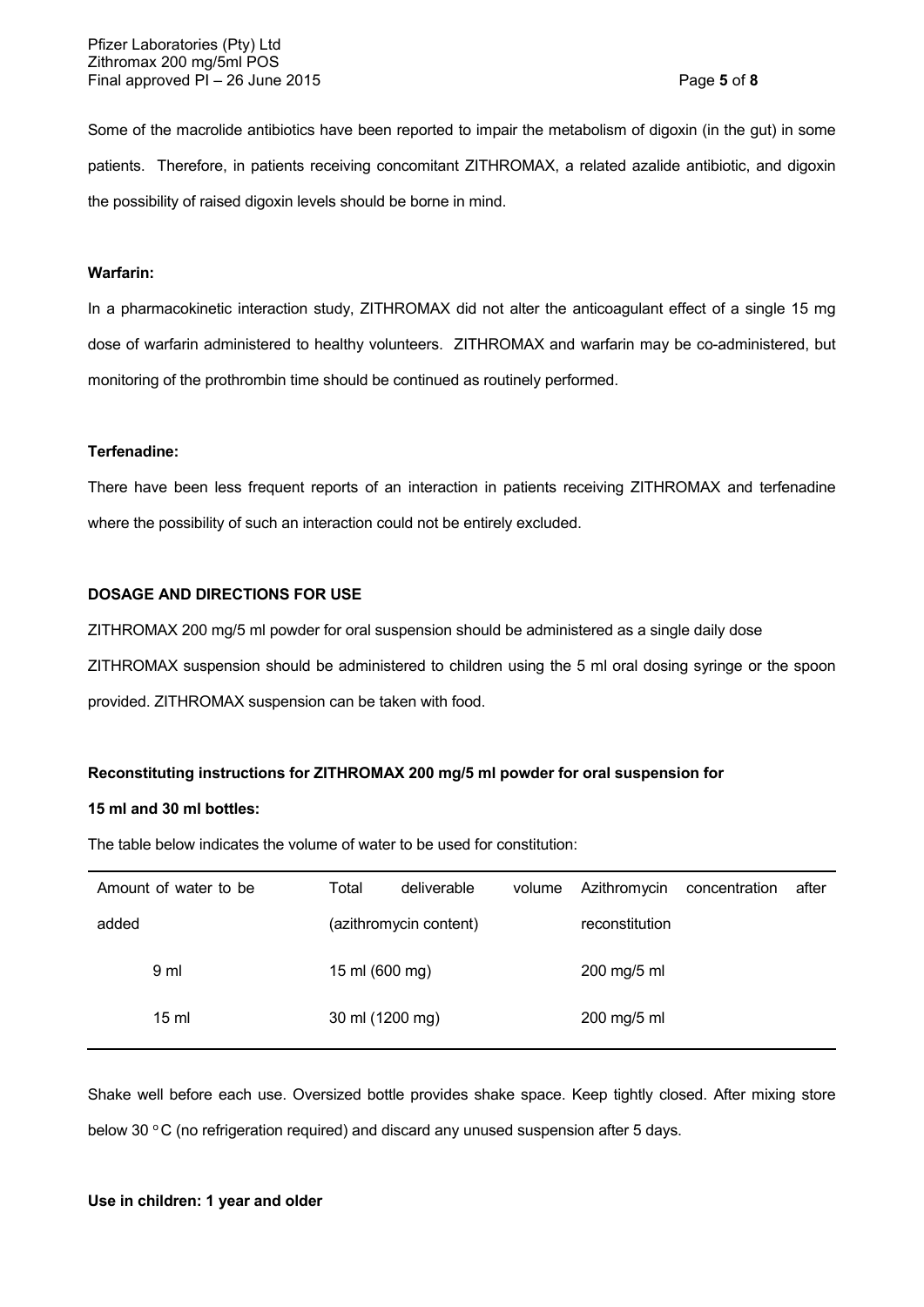Some of the macrolide antibiotics have been reported to impair the metabolism of digoxin (in the gut) in some patients. Therefore, in patients receiving concomitant ZITHROMAX, a related azalide antibiotic, and digoxin the possibility of raised digoxin levels should be borne in mind.

**Warfarin:**

In a pharmacokinetic interaction study, ZITHROMAX did not alter the anticoagulant effect of a single 15 mg dose of warfarin administered to healthy volunteers. ZITHROMAX and warfarin may be co-administered, but monitoring of the prothrombin time should be continued as routinely performed.

**Terfenadine:**

There have been less frequent reports of an interaction in patients receiving ZITHROMAX and terfenadine where the possibility of such an interaction could not be entirely excluded.

**DOSAGE AND DIRECTIONS FOR USE**

ZITHROMAX 200 mg/5 ml powder for oral suspension should be administered as a single daily dose

ZITHROMAX suspension should be administered to children using the 5 ml oral dosing syringe or the spoon provided. ZITHROMAX suspension can be taken with food.

**Reconstituting instructions for ZITHROMAX 200 mg/5 ml powder for oral suspension for 15 ml and 30 ml bottles:**

The table below indicates the volume of water to be used for constitution:

| Amount of water to be added | Total deliverable volume (azithromycin content) | Azithromycin concentration after reconstitution |
|---|---|---|
| 9 ml | 15 ml (600 mg) | 200 mg/5 ml |
| 15 ml | 30 ml (1200 mg) | 200 mg/5 ml |

Shake well before each use. Oversized bottle provides shake space. Keep tightly closed. After mixing store below 30 °C (no refrigeration required) and discard any unused suspension after 5 days.

**Use in children: 1 year and older**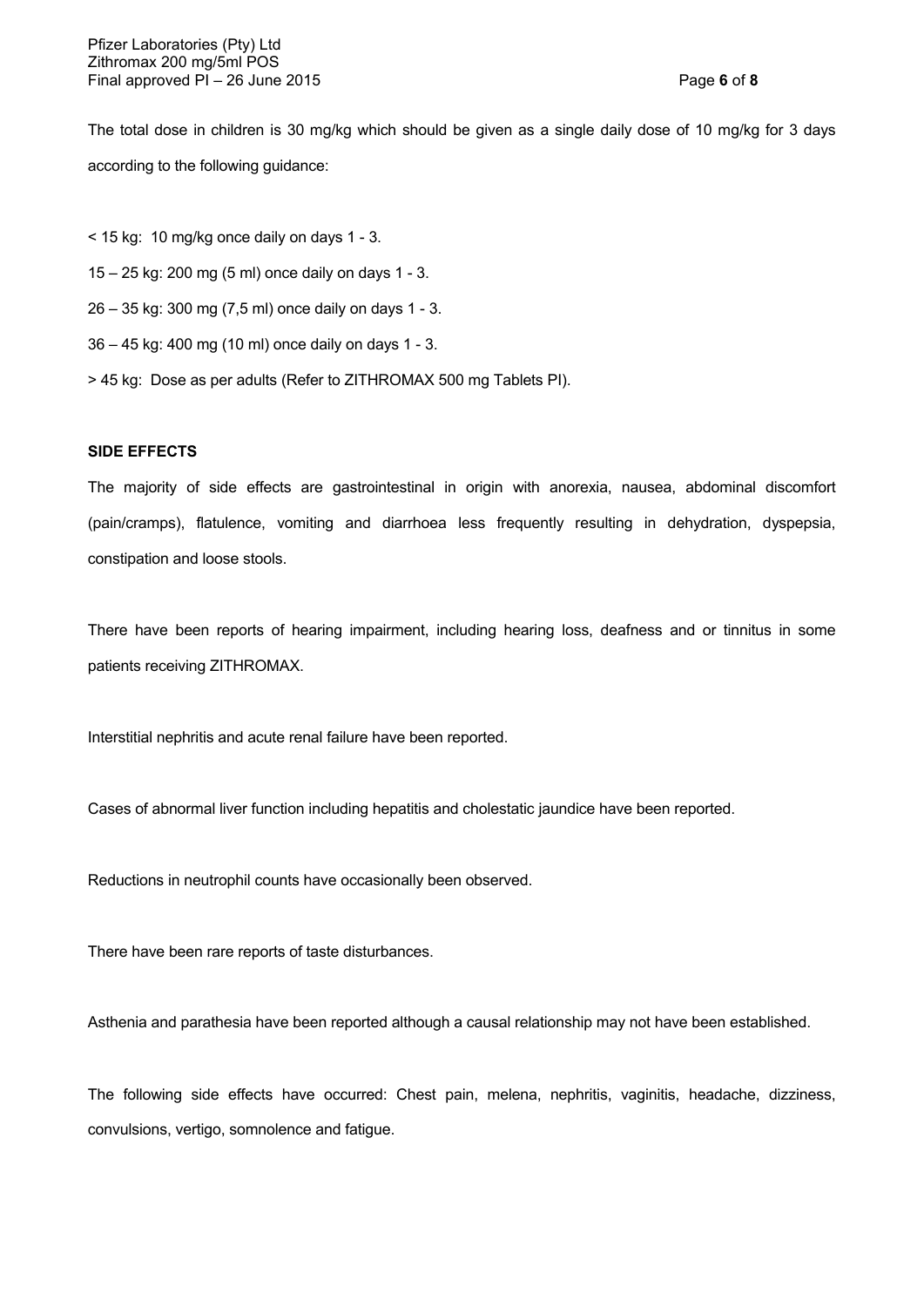The total dose in children is 30 mg/kg which should be given as a single daily dose of 10 mg/kg for 3 days according to the following guidance:

< 15 kg: 10 mg/kg once daily on days 1 - 3.

15 – 25 kg: 200 mg (5 ml) once daily on days 1 - 3.

26 – 35 kg: 300 mg (7,5 ml) once daily on days 1 - 3.

36 – 45 kg: 400 mg (10 ml) once daily on days 1 - 3.

> 45 kg: Dose as per adults (Refer to ZITHROMAX 500 mg Tablets PI).

**SIDE EFFECTS**

The majority of side effects are gastrointestinal in origin with anorexia, nausea, abdominal discomfort (pain/cramps), flatulence, vomiting and diarrhoea less frequently resulting in dehydration, dyspepsia, constipation and loose stools.

There have been reports of hearing impairment, including hearing loss, deafness and or tinnitus in some patients receiving ZITHROMAX.

Interstitial nephritis and acute renal failure have been reported.

Cases of abnormal liver function including hepatitis and cholestatic jaundice have been reported.

Reductions in neutrophil counts have occasionally been observed.

There have been rare reports of taste disturbances.

Asthenia and parathesia have been reported although a causal relationship may not have been established.

The following side effects have occurred: Chest pain, melena, nephritis, vaginitis, headache, dizziness, convulsions, vertigo, somnolence and fatigue.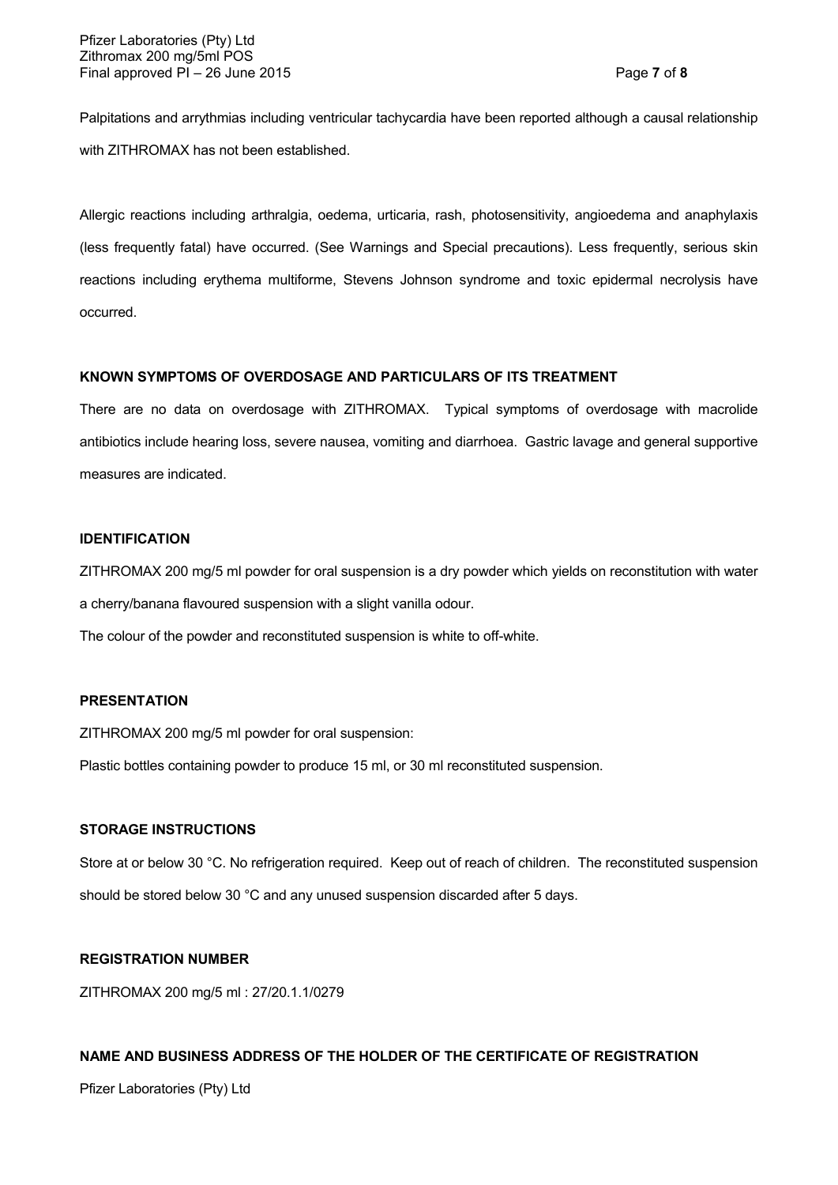Palpitations and arrythmias including ventricular tachycardia have been reported although a causal relationship with ZITHROMAX has not been established.

Allergic reactions including arthralgia, oedema, urticaria, rash, photosensitivity, angioedema and anaphylaxis (less frequently fatal) have occurred. (See Warnings and Special precautions). Less frequently, serious skin reactions including erythema multiforme, Stevens Johnson syndrome and toxic epidermal necrolysis have occurred.

**KNOWN SYMPTOMS OF OVERDOSAGE AND PARTICULARS OF ITS TREATMENT**

There are no data on overdosage with ZITHROMAX. Typical symptoms of overdosage with macrolide antibiotics include hearing loss, severe nausea, vomiting and diarrhoea. Gastric lavage and general supportive measures are indicated.

**IDENTIFICATION**

ZITHROMAX 200 mg/5 ml powder for oral suspension is a dry powder which yields on reconstitution with water a cherry/banana flavoured suspension with a slight vanilla odour.

The colour of the powder and reconstituted suspension is white to off-white.

**PRESENTATION**

ZITHROMAX 200 mg/5 ml powder for oral suspension:

Plastic bottles containing powder to produce 15 ml, or 30 ml reconstituted suspension.

**STORAGE INSTRUCTIONS**

Store at or below 30 °C. No refrigeration required. Keep out of reach of children. The reconstituted suspension should be stored below 30 °C and any unused suspension discarded after 5 days.

**REGISTRATION NUMBER**

ZITHROMAX 200 mg/5 ml : 27/20.1.1/0279

**NAME AND BUSINESS ADDRESS OF THE HOLDER OF THE CERTIFICATE OF REGISTRATION**

Pfizer Laboratories (Pty) Ltd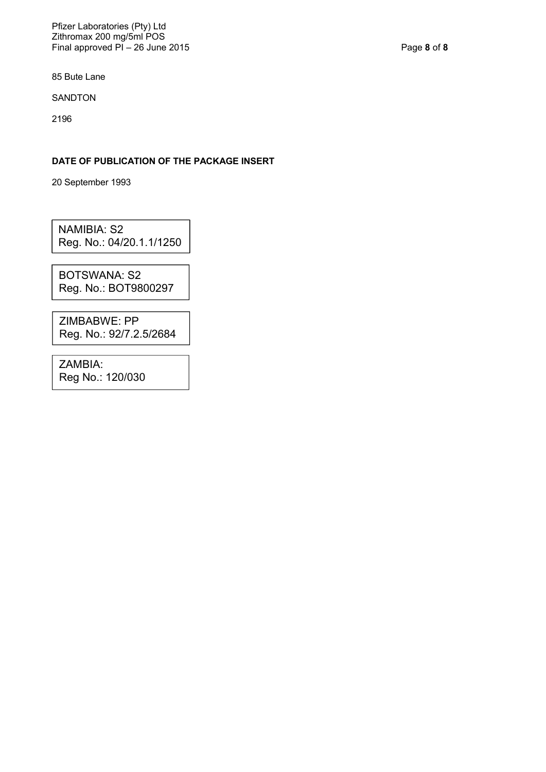85 Bute Lane

SANDTON

2196

**DATE OF PUBLICATION OF THE PACKAGE INSERT**

20 September 1993

NAMIBIA: S2
Reg. No.: 04/20.1.1/1250

BOTSWANA: S2
Reg. No.: BOT9800297

ZIMBABWE: PP
Reg. No.: 92/7.2.5/2684

ZAMBIA:
Reg No.: 120/030